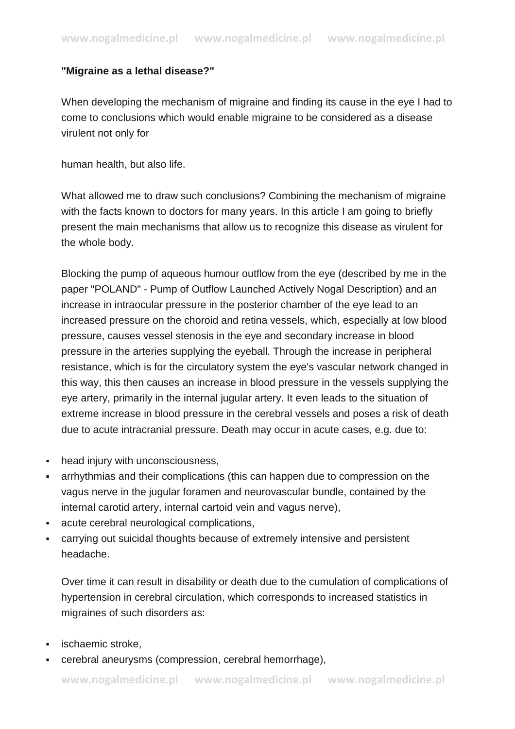**"Migraine as a lethal disease?"**

When developing the mechanism of migraine and finding its cause in the eye I had to come to conclusions which would enable migraine to be considered as a disease virulent not only for

human health, but also life.

What allowed me to draw such conclusions? Combining the mechanism of migraine with the facts known to doctors for many years. In this article I am going to briefly present the main mechanisms that allow us to recognize this disease as virulent for the whole body.

Blocking the pump of aqueous humour outflow from the eye (described by me in the paper "POLAND" - Pump of Outflow Launched Actively Nogal Description) and an increase in intraocular pressure in the posterior chamber of the eye lead to an increased pressure on the choroid and retina vessels, which, especially at low blood pressure, causes vessel stenosis in the eye and secondary increase in blood pressure in the arteries supplying the eyeball. Through the increase in peripheral resistance, which is for the circulatory system the eye's vascular network changed in this way, this then causes an increase in blood pressure in the vessels supplying the eye artery, primarily in the internal jugular artery. It even leads to the situation of extreme increase in blood pressure in the cerebral vessels and poses a risk of death due to acute intracranial pressure. Death may occur in acute cases, e.g. due to:

- head injury with unconsciousness,
- arrhythmias and their complications (this can happen due to compression on the vagus nerve in the jugular foramen and neurovascular bundle, contained by the internal carotid artery, internal cartoid vein and vagus nerve),
- acute cerebral neurological complications,
- carrying out suicidal thoughts because of extremely intensive and persistent headache.

Over time it can result in disability or death due to the cumulation of complications of hypertension in cerebral circulation, which corresponds to increased statistics in migraines of such disorders as:

- ischaemic stroke,
- cerebral aneurysms (compression, cerebral hemorrhage),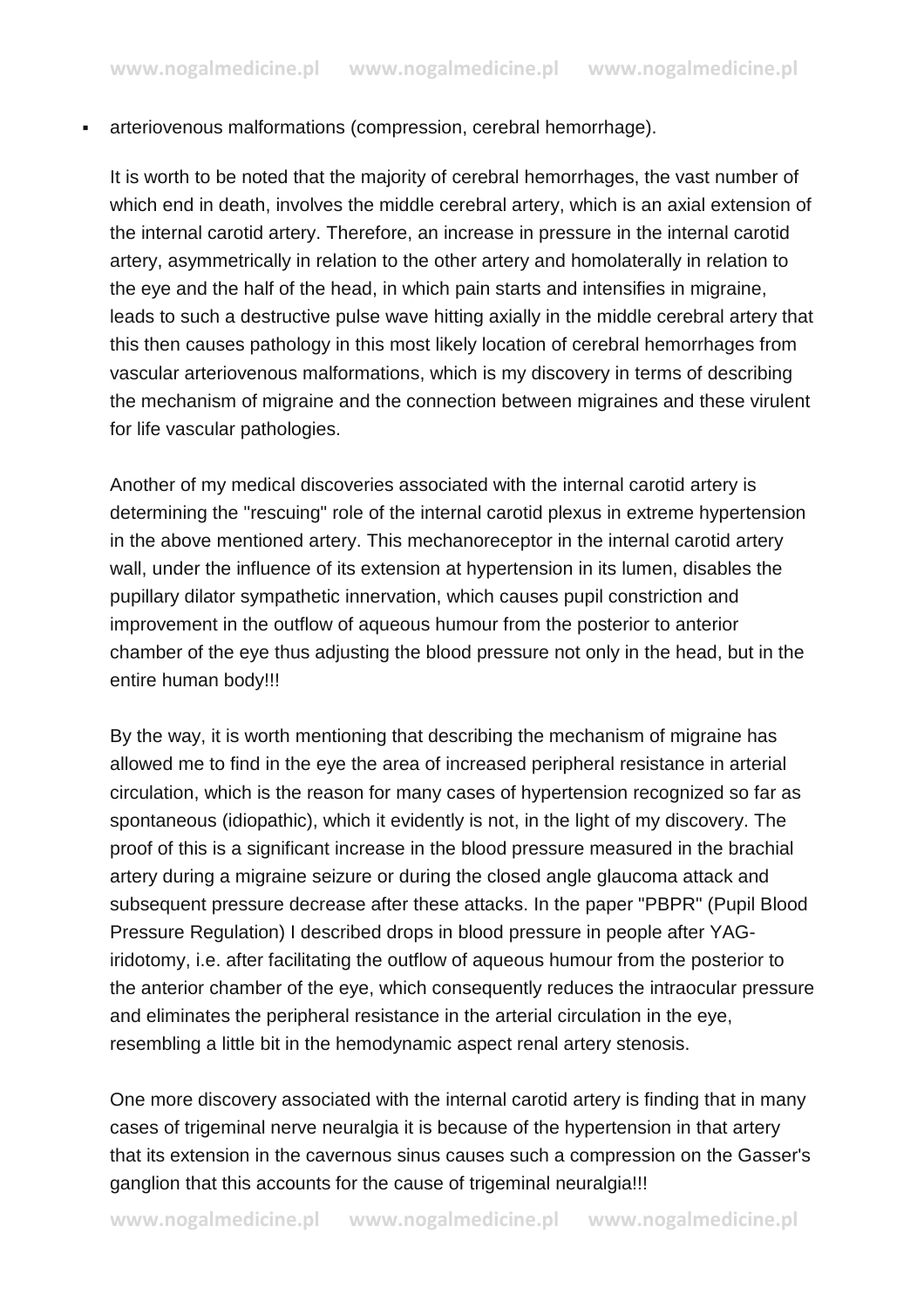- arteriovenous malformations (compression, cerebral hemorrhage).

It is worth to be noted that the majority of cerebral hemorrhages, the vast number of which end in death, involves the middle cerebral artery, which is an axial extension of the internal carotid artery. Therefore, an increase in pressure in the internal carotid artery, asymmetrically in relation to the other artery and homolaterally in relation to the eye and the half of the head, in which pain starts and intensifies in migraine, leads to such a destructive pulse wave hitting axially in the middle cerebral artery that this then causes pathology in this most likely location of cerebral hemorrhages from vascular arteriovenous malformations, which is my discovery in terms of describing the mechanism of migraine and the connection between migraines and these virulent for life vascular pathologies.

Another of my medical discoveries associated with the internal carotid artery is determining the "rescuing" role of the internal carotid plexus in extreme hypertension in the above mentioned artery. This mechanoreceptor in the internal carotid artery wall, under the influence of its extension at hypertension in its lumen, disables the pupillary dilator sympathetic innervation, which causes pupil constriction and improvement in the outflow of aqueous humour from the posterior to anterior chamber of the eye thus adjusting the blood pressure not only in the head, but in the entire human body!!!

By the way, it is worth mentioning that describing the mechanism of migraine has allowed me to find in the eye the area of increased peripheral resistance in arterial circulation, which is the reason for many cases of hypertension recognized so far as spontaneous (idiopathic), which it evidently is not, in the light of my discovery. The proof of this is a significant increase in the blood pressure measured in the brachial artery during a migraine seizure or during the closed angle glaucoma attack and subsequent pressure decrease after these attacks. In the paper "PBPR" (Pupil Blood Pressure Regulation) I described drops in blood pressure in people after YAG-iridotomy, i.e. after facilitating the outflow of aqueous humour from the posterior to the anterior chamber of the eye, which consequently reduces the intraocular pressure and eliminates the peripheral resistance in the arterial circulation in the eye, resembling a little bit in the hemodynamic aspect renal artery stenosis.

One more discovery associated with the internal carotid artery is finding that in many cases of trigeminal nerve neuralgia it is because of the hypertension in that artery that its extension in the cavernous sinus causes such a compression on the Gasser's ganglion that this accounts for the cause of trigeminal neuralgia!!!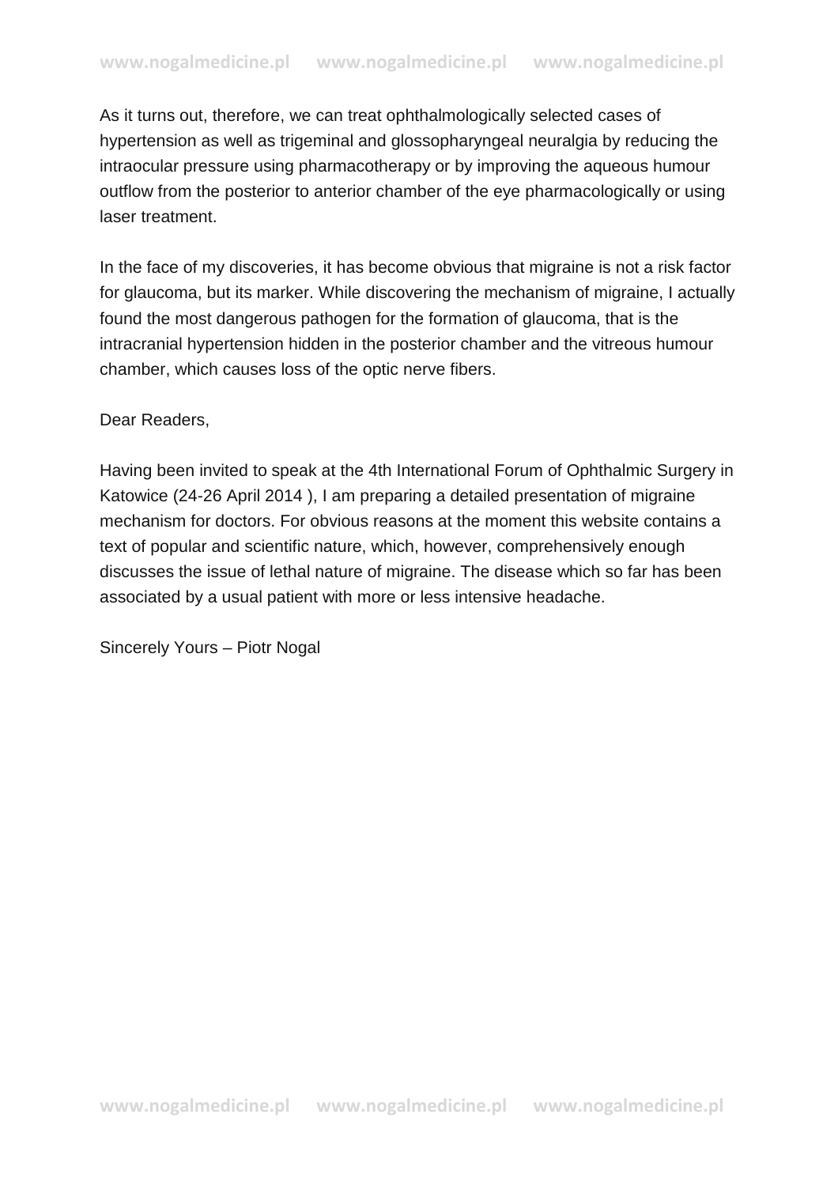As it turns out, therefore, we can treat ophthalmologically selected cases of hypertension as well as trigeminal and glossopharyngeal neuralgia by reducing the intraocular pressure using pharmacotherapy or by improving the aqueous humour outflow from the posterior to anterior chamber of the eye pharmacologically or using laser treatment.

In the face of my discoveries, it has become obvious that migraine is not a risk factor for glaucoma, but its marker. While discovering the mechanism of migraine, I actually found the most dangerous pathogen for the formation of glaucoma, that is the intracranial hypertension hidden in the posterior chamber and the vitreous humour chamber, which causes loss of the optic nerve fibers.

Dear Readers,

Having been invited to speak at the 4th International Forum of Ophthalmic Surgery in Katowice (24-26 April 2014 ), I am preparing a detailed presentation of migraine mechanism for doctors. For obvious reasons at the moment this website contains a text of popular and scientific nature, which, however, comprehensively enough discusses the issue of lethal nature of migraine. The disease which so far has been associated by a usual patient with more or less intensive headache.

Sincerely Yours – Piotr Nogal